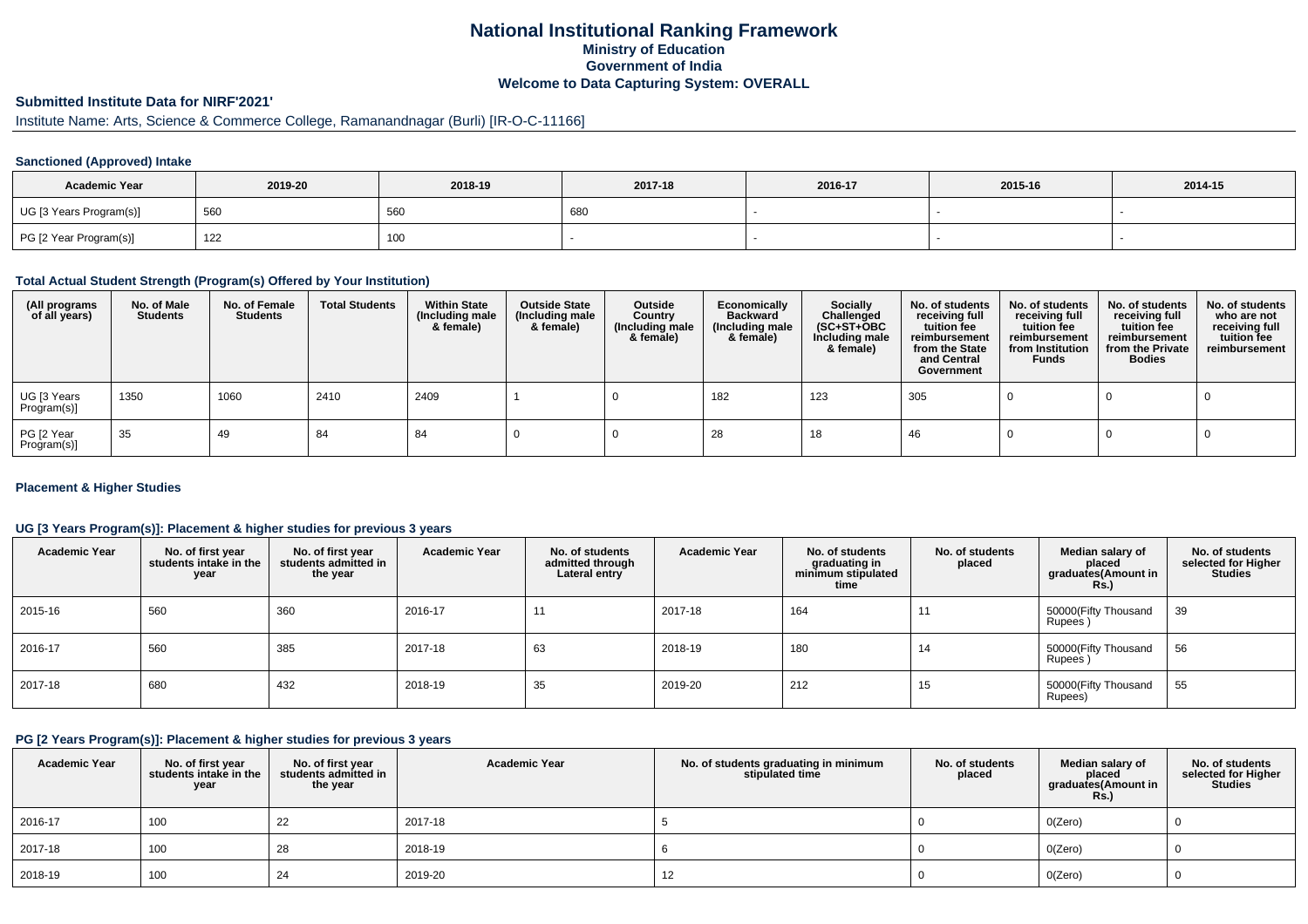# National Institutional Ranking Framework

**Ministry of Education**
**Government of India**
**Welcome to Data Capturing System: OVERALL**

## Submitted Institute Data for NIRF'2021'

Institute Name: Arts, Science & Commerce College, Ramanandnagar (Burli) [IR-O-C-11166]

### Sanctioned (Approved) Intake

| Academic Year | 2019-20 | 2018-19 | 2017-18 | 2016-17 | 2015-16 | 2014-15 |
|---|---|---|---|---|---|---|
| UG [3 Years Program(s)] | 560 | 560 | 680 | - | - | - |
| PG [2 Year Program(s)] | 122 | 100 | - | - | - | - |

### Total Actual Student Strength (Program(s) Offered by Your Institution)

| (All programs of all years) | No. of Male Students | No. of Female Students | Total Students | Within State (Including male & female) | Outside State (Including male & female) | Outside Country (Including male & female) | Economically Backward (Including male & female) | Socially Challenged (SC+ST+OBC Including male & female) | No. of students receiving full tuition fee reimbursement from the State and Central Government | No. of students receiving full tuition fee reimbursement from Institution Funds | No. of students receiving full tuition fee reimbursement from the Private Bodies | No. of students who are not receiving full tuition fee reimbursement |
|---|---|---|---|---|---|---|---|---|---|---|---|---|
| UG [3 Years Program(s)] | 1350 | 1060 | 2410 | 2409 | 1 | 0 | 182 | 123 | 305 | 0 | 0 | 0 |
| PG [2 Year Program(s)] | 35 | 49 | 84 | 84 | 0 | 0 | 28 | 18 | 46 | 0 | 0 | 0 |

### Placement & Higher Studies

#### UG [3 Years Program(s)]: Placement & higher studies for previous 3 years

| Academic Year | No. of first year students intake in the year | No. of first year students admitted in the year | Academic Year | No. of students admitted through Lateral entry | Academic Year | No. of students graduating in minimum stipulated time | No. of students placed | Median salary of placed graduates(Amount in Rs.) | No. of students selected for Higher Studies |
|---|---|---|---|---|---|---|---|---|---|
| 2015-16 | 560 | 360 | 2016-17 | 11 | 2017-18 | 164 | 11 | 50000(Fifty Thousand Rupees ) | 39 |
| 2016-17 | 560 | 385 | 2017-18 | 63 | 2018-19 | 180 | 14 | 50000(Fifty Thousand Rupees ) | 56 |
| 2017-18 | 680 | 432 | 2018-19 | 35 | 2019-20 | 212 | 15 | 50000(Fifty Thousand Rupees) | 55 |

#### PG [2 Years Program(s)]: Placement & higher studies for previous 3 years

| Academic Year | No. of first year students intake in the year | No. of first year students admitted in the year | Academic Year | No. of students graduating in minimum stipulated time | No. of students placed | Median salary of placed graduates(Amount in Rs.) | No. of students selected for Higher Studies |
|---|---|---|---|---|---|---|---|
| 2016-17 | 100 | 22 | 2017-18 | 5 | 0 | 0(Zero) | 0 |
| 2017-18 | 100 | 28 | 2018-19 | 6 | 0 | 0(Zero) | 0 |
| 2018-19 | 100 | 24 | 2019-20 | 12 | 0 | 0(Zero) | 0 |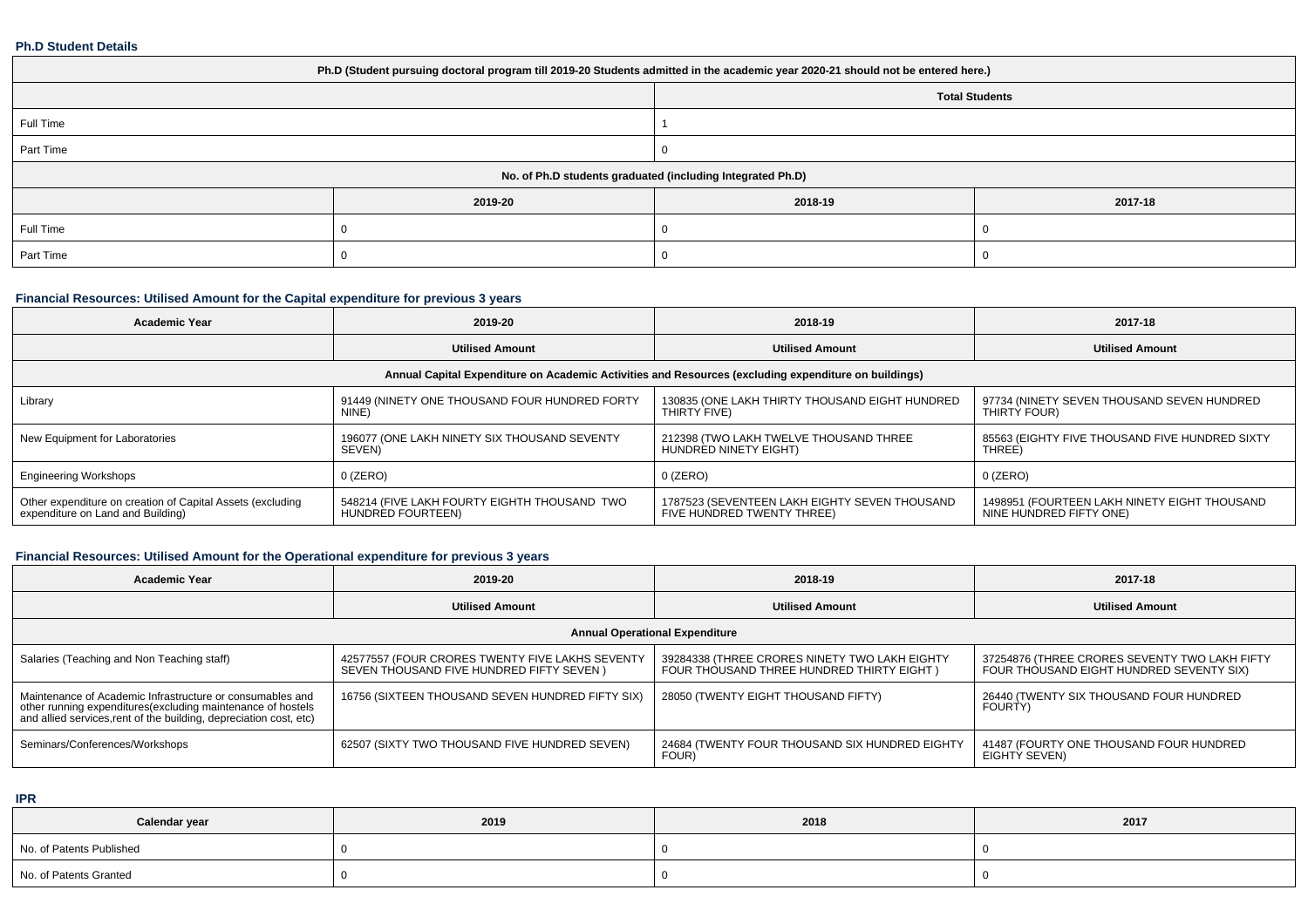### Ph.D Student Details

| Ph.D (Student pursuing doctoral program till 2019-20 Students admitted in the academic year 2020-21 should not be entered here.) | | | |
|---|---|---|---|
| | Total Students | | |
| Full Time | 1 | | |
| Part Time | 0 | | |
| No. of Ph.D students graduated (including Integrated Ph.D) | | | |
| | 2019-20 | 2018-19 | 2017-18 |
| Full Time | 0 | 0 | 0 |
| Part Time | 0 | 0 | 0 |

### Financial Resources: Utilised Amount for the Capital expenditure for previous 3 years

| Academic Year | 2019-20 | 2018-19 | 2017-18 |
|---|---|---|---|
| | Utilised Amount | Utilised Amount | Utilised Amount |
| Annual Capital Expenditure on Academic Activities and Resources (excluding expenditure on buildings) | | | |
| Library | 91449 (NINETY ONE THOUSAND FOUR HUNDRED FORTY NINE) | 130835 (ONE LAKH THIRTY THOUSAND EIGHT HUNDRED THIRTY FIVE) | 97734 (NINETY SEVEN THOUSAND SEVEN HUNDRED THIRTY FOUR) |
| New Equipment for Laboratories | 196077 (ONE LAKH NINETY SIX THOUSAND SEVENTY SEVEN) | 212398 (TWO LAKH TWELVE THOUSAND THREE HUNDRED NINETY EIGHT) | 85563 (EIGHTY FIVE THOUSAND FIVE HUNDRED SIXTY THREE) |
| Engineering Workshops | 0 (ZERO) | 0 (ZERO) | 0 (ZERO) |
| Other expenditure on creation of Capital Assets (excluding expenditure on Land and Building) | 548214 (FIVE LAKH FOURTY EIGHTH THOUSAND TWO HUNDRED FOURTEEN) | 1787523 (SEVENTEEN LAKH EIGHTY SEVEN THOUSAND FIVE HUNDRED TWENTY THREE) | 1498951 (FOURTEEN LAKH NINETY EIGHT THOUSAND NINE HUNDRED FIFTY ONE) |

### Financial Resources: Utilised Amount for the Operational expenditure for previous 3 years

| Academic Year | 2019-20 | 2018-19 | 2017-18 |
|---|---|---|---|
| | Utilised Amount | Utilised Amount | Utilised Amount |
| Annual Operational Expenditure | | | |
| Salaries (Teaching and Non Teaching staff) | 42577557 (FOUR CRORES TWENTY FIVE LAKHS SEVENTY SEVEN THOUSAND FIVE HUNDRED FIFTY SEVEN ) | 39284338 (THREE CRORES NINETY TWO LAKH EIGHTY FOUR THOUSAND THREE HUNDRED THIRTY EIGHT ) | 37254876 (THREE CRORES SEVENTY TWO LAKH FIFTY FOUR THOUSAND EIGHT HUNDRED SEVENTY SIX) |
| Maintenance of Academic Infrastructure or consumables and other running expenditures(excluding maintenance of hostels and allied services,rent of the building, depreciation cost, etc) | 16756 (SIXTEEN THOUSAND SEVEN HUNDRED FIFTY SIX) | 28050 (TWENTY EIGHT THOUSAND FIFTY) | 26440 (TWENTY SIX THOUSAND FOUR HUNDRED FOURTY) |
| Seminars/Conferences/Workshops | 62507 (SIXTY TWO THOUSAND FIVE HUNDRED SEVEN) | 24684 (TWENTY FOUR THOUSAND SIX HUNDRED EIGHTY FOUR) | 41487 (FOURTY ONE THOUSAND FOUR HUNDRED EIGHTY SEVEN) |

### IPR

| Calendar year | 2019 | 2018 | 2017 |
|---|---|---|---|
| No. of Patents Published | 0 | 0 | 0 |
| No. of Patents Granted | 0 | 0 | 0 |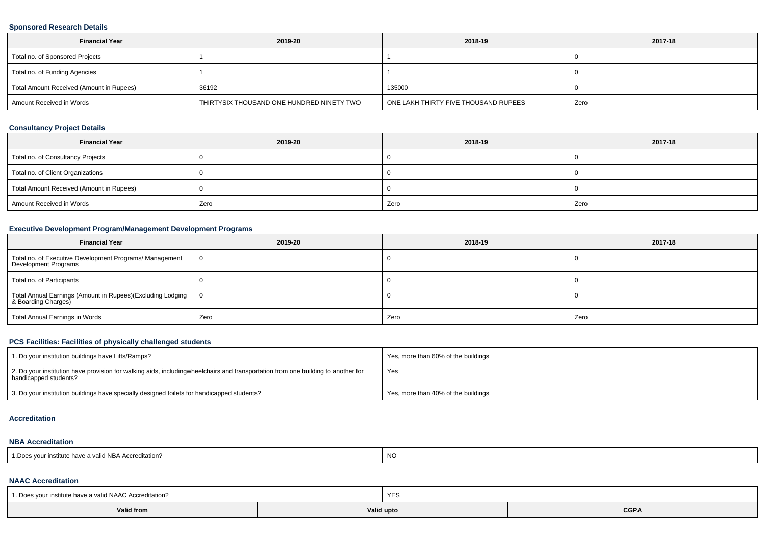### Sponsored Research Details

| Financial Year | 2019-20 | 2018-19 | 2017-18 |
|---|---|---|---|
| Total no. of Sponsored Projects | 1 | 1 | 0 |
| Total no. of Funding Agencies | 1 | 1 | 0 |
| Total Amount Received (Amount in Rupees) | 36192 | 135000 | 0 |
| Amount Received in Words | THIRTYSIX THOUSAND ONE HUNDRED NINETY TWO | ONE LAKH THIRTY FIVE THOUSAND RUPEES | Zero |

### Consultancy Project Details

| Financial Year | 2019-20 | 2018-19 | 2017-18 |
|---|---|---|---|
| Total no. of Consultancy Projects | 0 | 0 | 0 |
| Total no. of Client Organizations | 0 | 0 | 0 |
| Total Amount Received (Amount in Rupees) | 0 | 0 | 0 |
| Amount Received in Words | Zero | Zero | Zero |

### Executive Development Program/Management Development Programs

| Financial Year | 2019-20 | 2018-19 | 2017-18 |
|---|---|---|---|
| Total no. of Executive Development Programs/ Management Development Programs | 0 | 0 | 0 |
| Total no. of Participants | 0 | 0 | 0 |
| Total Annual Earnings (Amount in Rupees)(Excluding Lodging & Boarding Charges) | 0 | 0 | 0 |
| Total Annual Earnings in Words | Zero | Zero | Zero |

### PCS Facilities: Facilities of physically challenged students

| | |
|---|---|
| 1. Do your institution buildings have Lifts/Ramps? | Yes, more than 60% of the buildings |
| 2. Do your institution have provision for walking aids, includingwheelchairs and transportation from one building to another for handicapped students? | Yes |
| 3. Do your institution buildings have specially designed toilets for handicapped students? | Yes, more than 40% of the buildings |

### Accreditation

#### NBA Accreditation

| | |
|---|---|
| 1.Does your institute have a valid NBA Accreditation? | NO |

#### NAAC Accreditation

| | |
|---|---|
| 1. Does your institute have a valid NAAC Accreditation? | YES |

| Valid from | Valid upto | CGPA |
|---|---|---|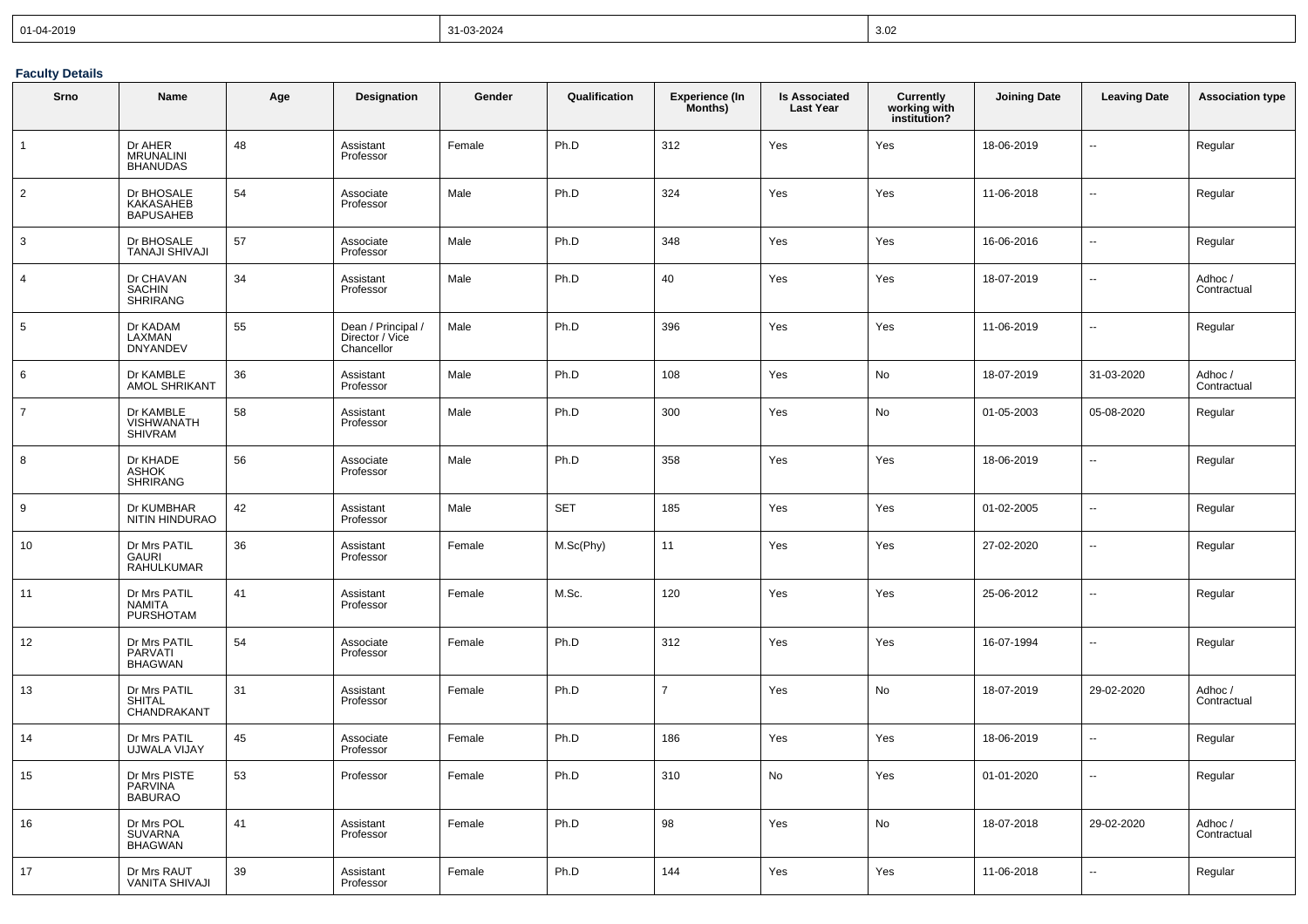| 01-04-2019 | 31-03-2024 | 3.02 |
|---|---|---|

### Faculty Details

| Srno | Name | Age | Designation | Gender | Qualification | Experience (In Months) | Is Associated Last Year | Currently working with institution? | Joining Date | Leaving Date | Association type |
|---|---|---|---|---|---|---|---|---|---|---|---|
| 1 | Dr AHER MRUNALINI BHANUDAS | 48 | Assistant Professor | Female | Ph.D | 312 | Yes | Yes | 18-06-2019 | -- | Regular |
| 2 | Dr BHOSALE KAKASAHEB BAPUSAHEB | 54 | Associate Professor | Male | Ph.D | 324 | Yes | Yes | 11-06-2018 | -- | Regular |
| 3 | Dr BHOSALE TANAJI SHIVAJI | 57 | Associate Professor | Male | Ph.D | 348 | Yes | Yes | 16-06-2016 | -- | Regular |
| 4 | Dr CHAVAN SACHIN SHRIRANG | 34 | Assistant Professor | Male | Ph.D | 40 | Yes | Yes | 18-07-2019 | -- | Adhoc / Contractual |
| 5 | Dr KADAM LAXMAN DNYANDEV | 55 | Dean / Principal / Director / Vice Chancellor | Male | Ph.D | 396 | Yes | Yes | 11-06-2019 | -- | Regular |
| 6 | Dr KAMBLE AMOL SHRIKANT | 36 | Assistant Professor | Male | Ph.D | 108 | Yes | No | 18-07-2019 | 31-03-2020 | Adhoc / Contractual |
| 7 | Dr KAMBLE VISHWANATH SHIVRAM | 58 | Assistant Professor | Male | Ph.D | 300 | Yes | No | 01-05-2003 | 05-08-2020 | Regular |
| 8 | Dr KHADE ASHOK SHRIRANG | 56 | Associate Professor | Male | Ph.D | 358 | Yes | Yes | 18-06-2019 | -- | Regular |
| 9 | Dr KUMBHAR NITIN HINDURAO | 42 | Assistant Professor | Male | SET | 185 | Yes | Yes | 01-02-2005 | -- | Regular |
| 10 | Dr Mrs PATIL GAURI RAHULKUMAR | 36 | Assistant Professor | Female | M.Sc(Phy) | 11 | Yes | Yes | 27-02-2020 | -- | Regular |
| 11 | Dr Mrs PATIL NAMITA PURSHOTAM | 41 | Assistant Professor | Female | M.Sc. | 120 | Yes | Yes | 25-06-2012 | -- | Regular |
| 12 | Dr Mrs PATIL PARVATI BHAGWAN | 54 | Associate Professor | Female | Ph.D | 312 | Yes | Yes | 16-07-1994 | -- | Regular |
| 13 | Dr Mrs PATIL SHITAL CHANDRAKANT | 31 | Assistant Professor | Female | Ph.D | 7 | Yes | No | 18-07-2019 | 29-02-2020 | Adhoc / Contractual |
| 14 | Dr Mrs PATIL UJWALA VIJAY | 45 | Associate Professor | Female | Ph.D | 186 | Yes | Yes | 18-06-2019 | -- | Regular |
| 15 | Dr Mrs PISTE PARVINA BABURAO | 53 | Professor | Female | Ph.D | 310 | No | Yes | 01-01-2020 | -- | Regular |
| 16 | Dr Mrs POL SUVARNA BHAGWAN | 41 | Assistant Professor | Female | Ph.D | 98 | Yes | No | 18-07-2018 | 29-02-2020 | Adhoc / Contractual |
| 17 | Dr Mrs RAUT VANITA SHIVAJI | 39 | Assistant Professor | Female | Ph.D | 144 | Yes | Yes | 11-06-2018 | -- | Regular |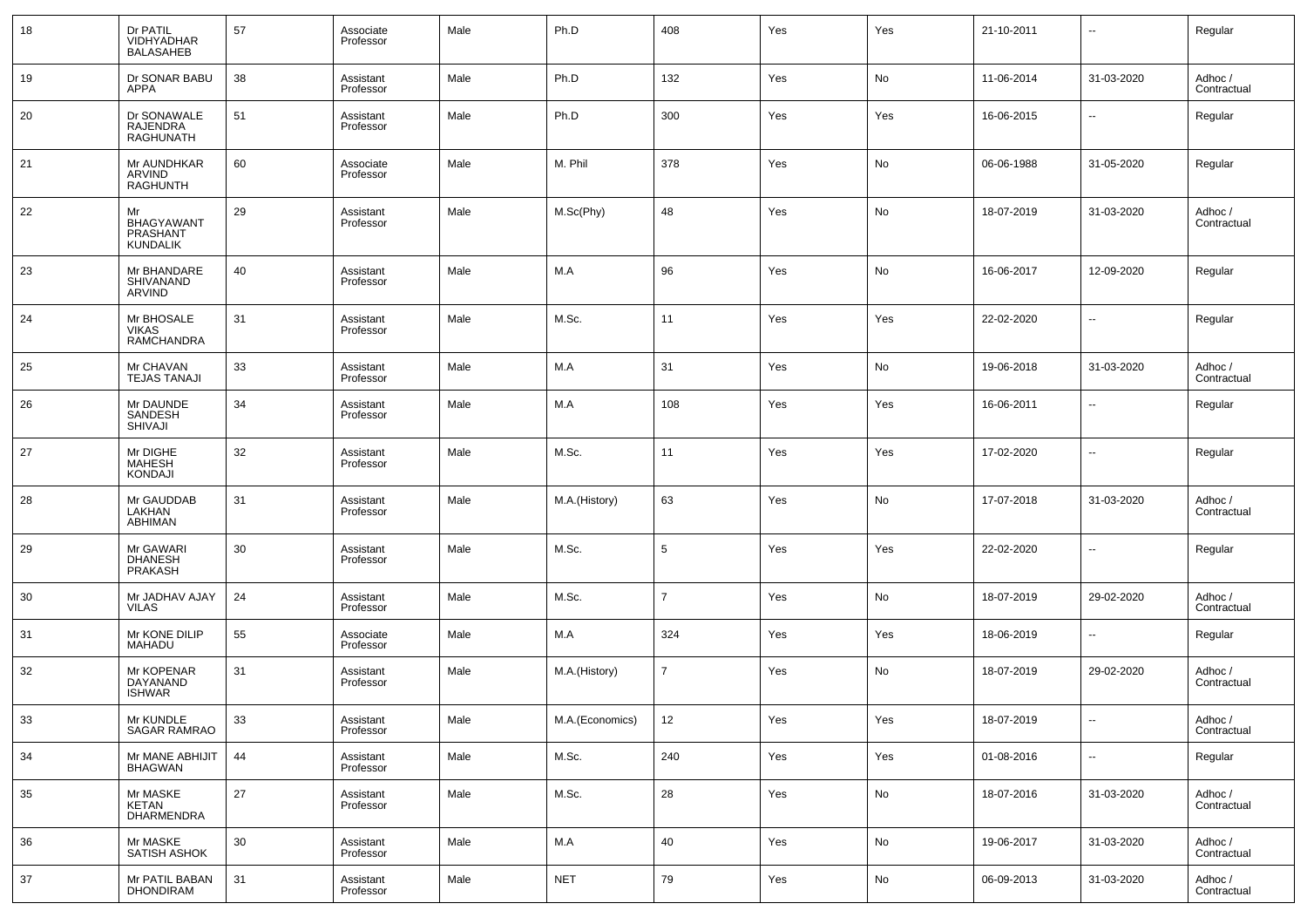| 18 | Dr PATIL VIDHYADHAR BALASAHEB | 57 | Associate Professor | Male | Ph.D | 408 | Yes | Yes | 21-10-2011 | -- | Regular |
|---|---|---|---|---|---|---|---|---|---|---|---|
| 19 | Dr SONAR BABU APPA | 38 | Assistant Professor | Male | Ph.D | 132 | Yes | No | 11-06-2014 | 31-03-2020 | Adhoc / Contractual |
| 20 | Dr SONAWALE RAJENDRA RAGHUNATH | 51 | Assistant Professor | Male | Ph.D | 300 | Yes | Yes | 16-06-2015 | -- | Regular |
| 21 | Mr AUNDHKAR ARVIND RAGHUNTH | 60 | Associate Professor | Male | M. Phil | 378 | Yes | No | 06-06-1988 | 31-05-2020 | Regular |
| 22 | Mr BHAGYAWANT PRASHANT KUNDALIK | 29 | Assistant Professor | Male | M.Sc(Phy) | 48 | Yes | No | 18-07-2019 | 31-03-2020 | Adhoc / Contractual |
| 23 | Mr BHANDARE SHIVANAND ARVIND | 40 | Assistant Professor | Male | M.A | 96 | Yes | No | 16-06-2017 | 12-09-2020 | Regular |
| 24 | Mr BHOSALE VIKAS RAMCHANDRA | 31 | Assistant Professor | Male | M.Sc. | 11 | Yes | Yes | 22-02-2020 | -- | Regular |
| 25 | Mr CHAVAN TEJAS TANAJI | 33 | Assistant Professor | Male | M.A | 31 | Yes | No | 19-06-2018 | 31-03-2020 | Adhoc / Contractual |
| 26 | Mr DAUNDE SANDESH SHIVAJI | 34 | Assistant Professor | Male | M.A | 108 | Yes | Yes | 16-06-2011 | -- | Regular |
| 27 | Mr DIGHE MAHESH KONDAJI | 32 | Assistant Professor | Male | M.Sc. | 11 | Yes | Yes | 17-02-2020 | -- | Regular |
| 28 | Mr GAUDDAB LAKHAN ABHIMAN | 31 | Assistant Professor | Male | M.A.(History) | 63 | Yes | No | 17-07-2018 | 31-03-2020 | Adhoc / Contractual |
| 29 | Mr GAWARI DHANESH PRAKASH | 30 | Assistant Professor | Male | M.Sc. | 5 | Yes | Yes | 22-02-2020 | -- | Regular |
| 30 | Mr JADHAV AJAY VILAS | 24 | Assistant Professor | Male | M.Sc. | 7 | Yes | No | 18-07-2019 | 29-02-2020 | Adhoc / Contractual |
| 31 | Mr KONE DILIP MAHADU | 55 | Associate Professor | Male | M.A | 324 | Yes | Yes | 18-06-2019 | -- | Regular |
| 32 | Mr KOPENAR DAYANAND ISHWAR | 31 | Assistant Professor | Male | M.A.(History) | 7 | Yes | No | 18-07-2019 | 29-02-2020 | Adhoc / Contractual |
| 33 | Mr KUNDLE SAGAR RAMRAO | 33 | Assistant Professor | Male | M.A.(Economics) | 12 | Yes | Yes | 18-07-2019 | -- | Adhoc / Contractual |
| 34 | Mr MANE ABHIJIT BHAGWAN | 44 | Assistant Professor | Male | M.Sc. | 240 | Yes | Yes | 01-08-2016 | -- | Regular |
| 35 | Mr MASKE KETAN DHARMENDRA | 27 | Assistant Professor | Male | M.Sc. | 28 | Yes | No | 18-07-2016 | 31-03-2020 | Adhoc / Contractual |
| 36 | Mr MASKE SATISH ASHOK | 30 | Assistant Professor | Male | M.A | 40 | Yes | No | 19-06-2017 | 31-03-2020 | Adhoc / Contractual |
| 37 | Mr PATIL BABAN DHONDIRAM | 31 | Assistant Professor | Male | NET | 79 | Yes | No | 06-09-2013 | 31-03-2020 | Adhoc / Contractual |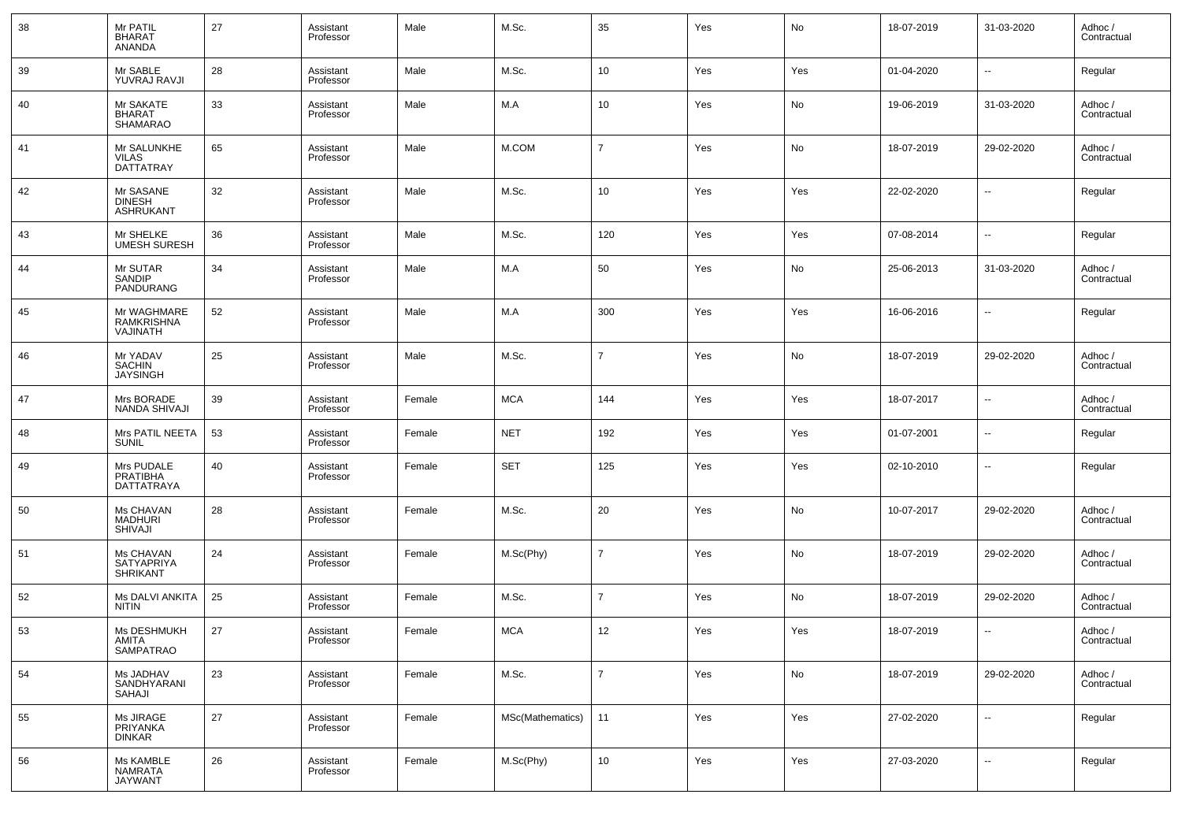| 38 | Mr PATIL BHARAT ANANDA | 27 | Assistant Professor | Male | M.Sc. | 35 | Yes | No | 18-07-2019 | 31-03-2020 | Adhoc / Contractual |
|---|---|---|---|---|---|---|---|---|---|---|---|
| 39 | Mr SABLE YUVRAJ RAVJI | 28 | Assistant Professor | Male | M.Sc. | 10 | Yes | Yes | 01-04-2020 | -- | Regular |
| 40 | Mr SAKATE BHARAT SHAMARAO | 33 | Assistant Professor | Male | M.A | 10 | Yes | No | 19-06-2019 | 31-03-2020 | Adhoc / Contractual |
| 41 | Mr SALUNKHE VILAS DATTATRAY | 65 | Assistant Professor | Male | M.COM | 7 | Yes | No | 18-07-2019 | 29-02-2020 | Adhoc / Contractual |
| 42 | Mr SASANE DINESH ASHRUKANT | 32 | Assistant Professor | Male | M.Sc. | 10 | Yes | Yes | 22-02-2020 | -- | Regular |
| 43 | Mr SHELKE UMESH SURESH | 36 | Assistant Professor | Male | M.Sc. | 120 | Yes | Yes | 07-08-2014 | -- | Regular |
| 44 | Mr SUTAR SANDIP PANDURANG | 34 | Assistant Professor | Male | M.A | 50 | Yes | No | 25-06-2013 | 31-03-2020 | Adhoc / Contractual |
| 45 | Mr WAGHMARE RAMKRISHNA VAJINATH | 52 | Assistant Professor | Male | M.A | 300 | Yes | Yes | 16-06-2016 | -- | Regular |
| 46 | Mr YADAV SACHIN JAYSINGH | 25 | Assistant Professor | Male | M.Sc. | 7 | Yes | No | 18-07-2019 | 29-02-2020 | Adhoc / Contractual |
| 47 | Mrs BORADE NANDA SHIVAJI | 39 | Assistant Professor | Female | MCA | 144 | Yes | Yes | 18-07-2017 | -- | Adhoc / Contractual |
| 48 | Mrs PATIL NEETA SUNIL | 53 | Assistant Professor | Female | NET | 192 | Yes | Yes | 01-07-2001 | -- | Regular |
| 49 | Mrs PUDALE PRATIBHA DATTATRAYA | 40 | Assistant Professor | Female | SET | 125 | Yes | Yes | 02-10-2010 | -- | Regular |
| 50 | Ms CHAVAN MADHURI SHIVAJI | 28 | Assistant Professor | Female | M.Sc. | 20 | Yes | No | 10-07-2017 | 29-02-2020 | Adhoc / Contractual |
| 51 | Ms CHAVAN SATYAPRIYA SHRIKANT | 24 | Assistant Professor | Female | M.Sc(Phy) | 7 | Yes | No | 18-07-2019 | 29-02-2020 | Adhoc / Contractual |
| 52 | Ms DALVI ANKITA NITIN | 25 | Assistant Professor | Female | M.Sc. | 7 | Yes | No | 18-07-2019 | 29-02-2020 | Adhoc / Contractual |
| 53 | Ms DESHMUKH AMITA SAMPATRAO | 27 | Assistant Professor | Female | MCA | 12 | Yes | Yes | 18-07-2019 | -- | Adhoc / Contractual |
| 54 | Ms JADHAV SANDHYARANI SAHAJI | 23 | Assistant Professor | Female | M.Sc. | 7 | Yes | No | 18-07-2019 | 29-02-2020 | Adhoc / Contractual |
| 55 | Ms JIRAGE PRIYANKA DINKAR | 27 | Assistant Professor | Female | MSc(Mathematics) | 11 | Yes | Yes | 27-02-2020 | -- | Regular |
| 56 | Ms KAMBLE NAMRATA JAYWANT | 26 | Assistant Professor | Female | M.Sc(Phy) | 10 | Yes | Yes | 27-03-2020 | -- | Regular |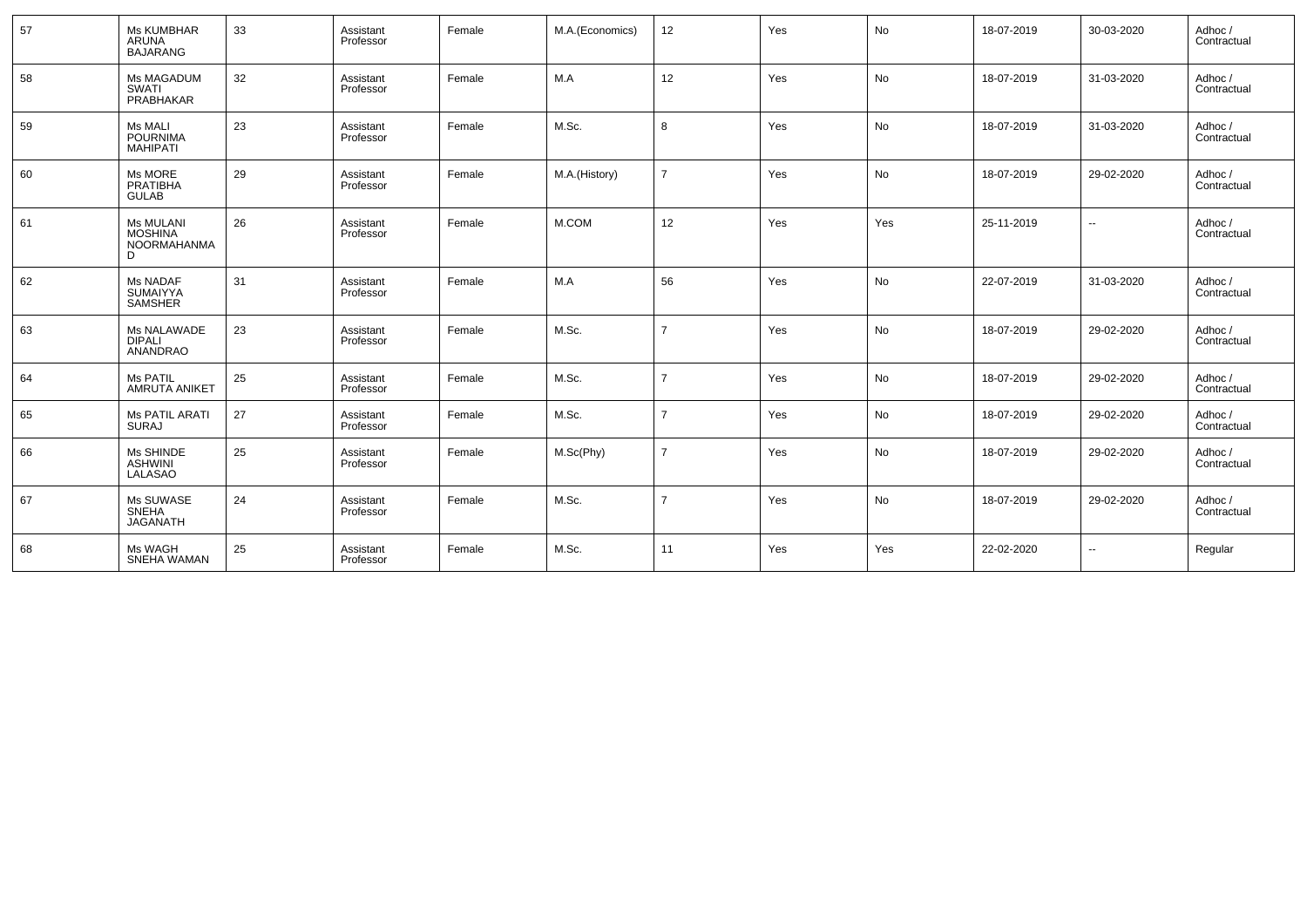| | | | | | | | | | | | |
|---|---|---|---|---|---|---|---|---|---|---|---|
| 57 | Ms KUMBHAR ARUNA BAJARANG | 33 | Assistant Professor | Female | M.A.(Economics) | 12 | Yes | No | 18-07-2019 | 30-03-2020 | Adhoc / Contractual |
| 58 | Ms MAGADUM SWATI PRABHAKAR | 32 | Assistant Professor | Female | M.A | 12 | Yes | No | 18-07-2019 | 31-03-2020 | Adhoc / Contractual |
| 59 | Ms MALI POURNIMA MAHIPATI | 23 | Assistant Professor | Female | M.Sc. | 8 | Yes | No | 18-07-2019 | 31-03-2020 | Adhoc / Contractual |
| 60 | Ms MORE PRATIBHA GULAB | 29 | Assistant Professor | Female | M.A.(History) | 7 | Yes | No | 18-07-2019 | 29-02-2020 | Adhoc / Contractual |
| 61 | Ms MULANI MOSHINA NOORMAHANMAD | 26 | Assistant Professor | Female | M.COM | 12 | Yes | Yes | 25-11-2019 | -- | Adhoc / Contractual |
| 62 | Ms NADAF SUMAIYYA SAMSHER | 31 | Assistant Professor | Female | M.A | 56 | Yes | No | 22-07-2019 | 31-03-2020 | Adhoc / Contractual |
| 63 | Ms NALAWADE DIPALI ANANDRAO | 23 | Assistant Professor | Female | M.Sc. | 7 | Yes | No | 18-07-2019 | 29-02-2020 | Adhoc / Contractual |
| 64 | Ms PATIL AMRUTA ANIKET | 25 | Assistant Professor | Female | M.Sc. | 7 | Yes | No | 18-07-2019 | 29-02-2020 | Adhoc / Contractual |
| 65 | Ms PATIL ARATI SURAJ | 27 | Assistant Professor | Female | M.Sc. | 7 | Yes | No | 18-07-2019 | 29-02-2020 | Adhoc / Contractual |
| 66 | Ms SHINDE ASHWINI LALASAO | 25 | Assistant Professor | Female | M.Sc(Phy) | 7 | Yes | No | 18-07-2019 | 29-02-2020 | Adhoc / Contractual |
| 67 | Ms SUWASE SNEHA JAGANATH | 24 | Assistant Professor | Female | M.Sc. | 7 | Yes | No | 18-07-2019 | 29-02-2020 | Adhoc / Contractual |
| 68 | Ms WAGH SNEHA WAMAN | 25 | Assistant Professor | Female | M.Sc. | 11 | Yes | Yes | 22-02-2020 | -- | Regular |